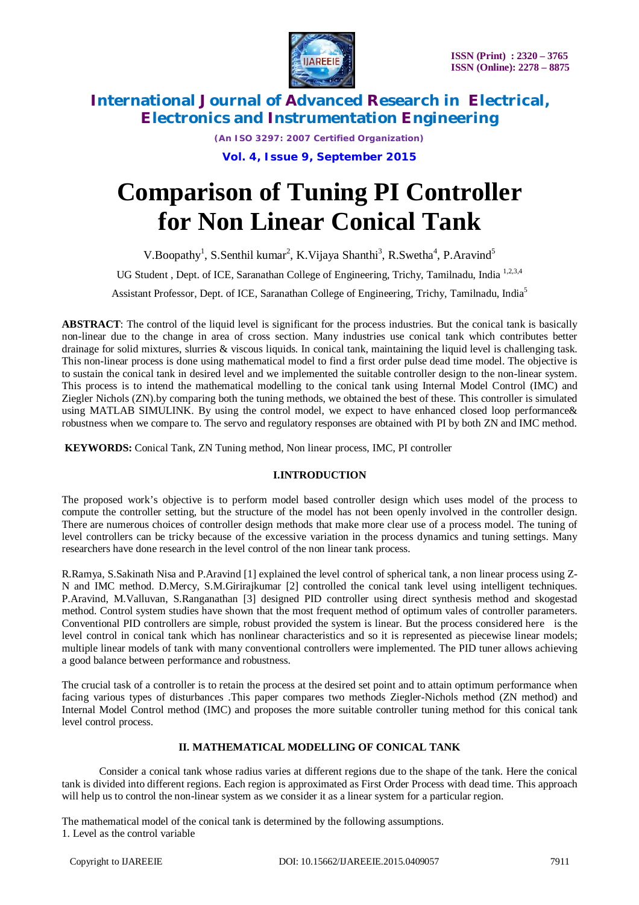# Comparison of Tuning PI Controller for Non Linear Conical Tank

V.Boopathy[1], S.Senthil kumar[2], K.Vijaya Shanthi[3], R.Swetha[4], P.Aravind[5]

UG Student , Dept. of ICE, Saranathan College of Engineering, Trichy, Tamilnadu, India [1,2,3,4]

Assistant Professor, Dept. of ICE, Saranathan College of Engineering, Trichy, Tamilnadu, India[5]

**ABSTRACT**: The control of the liquid level is significant for the process industries. But the conical tank is basically non-linear due to the change in area of cross section. Many industries use conical tank which contributes better drainage for solid mixtures, slurries & viscous liquids. In conical tank, maintaining the liquid level is challenging task. This non-linear process is done using mathematical model to find a first order pulse dead time model. The objective is to sustain the conical tank in desired level and we implemented the suitable controller design to the non-linear system. This process is to intend the mathematical modelling to the conical tank using Internal Model Control (IMC) and Ziegler Nichols (ZN).by comparing both the tuning methods, we obtained the best of these. This controller is simulated using MATLAB SIMULINK. By using the control model, we expect to have enhanced closed loop performance& robustness when we compare to. The servo and regulatory responses are obtained with PI by both ZN and IMC method.

**KEYWORDS:** Conical Tank, ZN Tuning method, Non linear process, IMC, PI controller

## I.INTRODUCTION

The proposed work's objective is to perform model based controller design which uses model of the process to compute the controller setting, but the structure of the model has not been openly involved in the controller design. There are numerous choices of controller design methods that make more clear use of a process model. The tuning of level controllers can be tricky because of the excessive variation in the process dynamics and tuning settings. Many researchers have done research in the level control of the non linear tank process.

R.Ramya, S.Sakinath Nisa and P.Aravind [1] explained the level control of spherical tank, a non linear process using Z-N and IMC method. D.Mercy, S.M.Girirajkumar [2] controlled the conical tank level using intelligent techniques. P.Aravind, M.Valluvan, S.Ranganathan [3] designed PID controller using direct synthesis method and skogestad method. Control system studies have shown that the most frequent method of optimum vales of controller parameters. Conventional PID controllers are simple, robust provided the system is linear. But the process considered here is the level control in conical tank which has nonlinear characteristics and so it is represented as piecewise linear models; multiple linear models of tank with many conventional controllers were implemented. The PID tuner allows achieving a good balance between performance and robustness.

The crucial task of a controller is to retain the process at the desired set point and to attain optimum performance when facing various types of disturbances .This paper compares two methods Ziegler-Nichols method (ZN method) and Internal Model Control method (IMC) and proposes the more suitable controller tuning method for this conical tank level control process.

## II. MATHEMATICAL MODELLING OF CONICAL TANK

Consider a conical tank whose radius varies at different regions due to the shape of the tank. Here the conical tank is divided into different regions. Each region is approximated as First Order Process with dead time. This approach will help us to control the non-linear system as we consider it as a linear system for a particular region.

The mathematical model of the conical tank is determined by the following assumptions.

1. Level as the control variable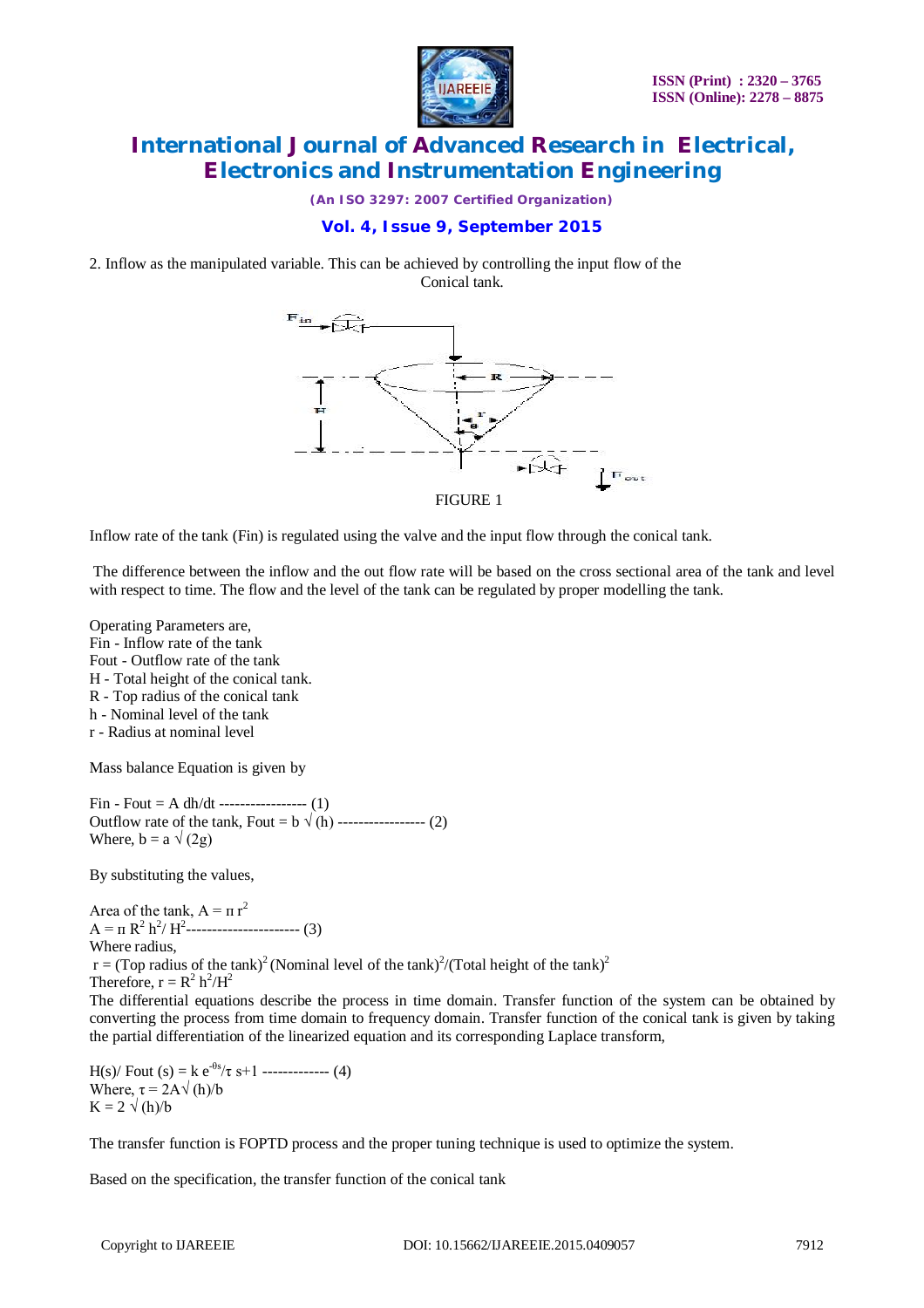2. Inflow as the manipulated variable. This can be achieved by controlling the input flow of the Conical tank.

FIGURE 1

Inflow rate of the tank (Fin) is regulated using the valve and the input flow through the conical tank.

The difference between the inflow and the out flow rate will be based on the cross sectional area of the tank and level with respect to time. The flow and the level of the tank can be regulated by proper modelling the tank.

Operating Parameters are,
Fin - Inflow rate of the tank
Fout - Outflow rate of the tank
H - Total height of the conical tank.
R - Top radius of the conical tank
h - Nominal level of the tank
r - Radius at nominal level

Mass balance Equation is given by

$Fin - Fout = A\, dh/dt$ ----------------- (1)
Outflow rate of the tank, $Fout = b \sqrt{(h)}$ ----------------- (2)
Where, $b = a \sqrt{(2g)}$

By substituting the values,

Area of the tank, $A = \pi r^2$
$A = \pi R^2 h^2 / H^2$---------------------- (3)
Where radius,
$r$ = (Top radius of the tank)$^2$ (Nominal level of the tank)$^2$/(Total height of the tank)$^2$
Therefore, $r = R^2 h^2/H^2$
The differential equations describe the process in time domain. Transfer function of the system can be obtained by converting the process from time domain to frequency domain. Transfer function of the conical tank is given by taking the partial differentiation of the linearized equation and its corresponding Laplace transform,

$H(s)/ Fout(s) = k\, e^{-\theta s}/\tau s+1$ ------------- (4)
Where, $\tau = 2A\sqrt{(h)}/b$
$K = 2 \sqrt{(h)}/b$

The transfer function is FOPTD process and the proper tuning technique is used to optimize the system.

Based on the specification, the transfer function of the conical tank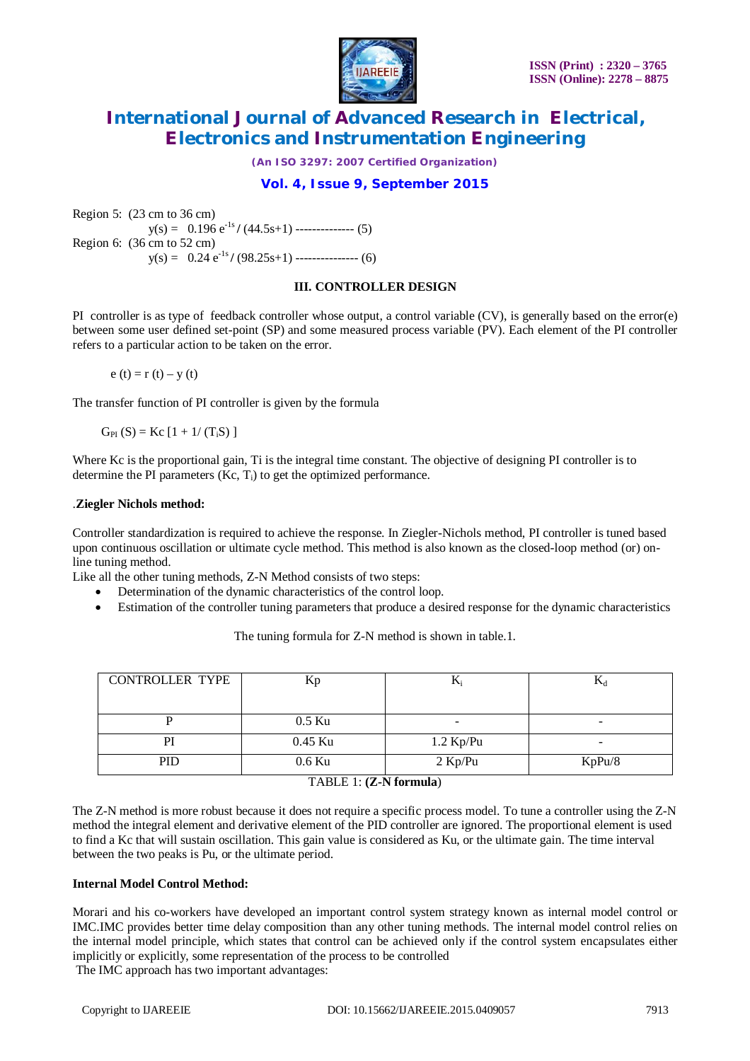Region 5: (23 cm to 36 cm)

$$y(s) = 0.196\, e^{-1s} / (44.5s+1) \text{ -------------- } (5)$$

Region 6: (36 cm to 52 cm)

$$y(s) = 0.24\, e^{-1s} / (98.25s+1) \text{ --------------- } (6)$$

## III. CONTROLLER DESIGN

PI controller is as type of feedback controller whose output, a control variable (CV), is generally based on the error(e) between some user defined set-point (SP) and some measured process variable (PV). Each element of the PI controller refers to a particular action to be taken on the error.

$$e(t) = r(t) - y(t)$$

The transfer function of PI controller is given by the formula

$$G_{PI}(S) = Kc\,[1 + 1/(T_i S)]$$

Where Kc is the proportional gain, Ti is the integral time constant. The objective of designing PI controller is to determine the PI parameters (Kc, $T_i$) to get the optimized performance.

### .Ziegler Nichols method:

Controller standardization is required to achieve the response. In Ziegler-Nichols method, PI controller is tuned based upon continuous oscillation or ultimate cycle method. This method is also known as the closed-loop method (or) on-line tuning method.

Like all the other tuning methods, Z-N Method consists of two steps:

- Determination of the dynamic characteristics of the control loop.
- Estimation of the controller tuning parameters that produce a desired response for the dynamic characteristics

The tuning formula for Z-N method is shown in table.1.

| CONTROLLER TYPE | Kp | $K_i$ | $K_d$ |
|---|---|---|---|
| P | 0.5 Ku | - | - |
| PI | 0.45 Ku | 1.2 Kp/Pu | - |
| PID | 0.6 Ku | 2 Kp/Pu | KpPu/8 |

TABLE 1: (**Z-N formula**)

The Z-N method is more robust because it does not require a specific process model. To tune a controller using the Z-N method the integral element and derivative element of the PID controller are ignored. The proportional element is used to find a Kc that will sustain oscillation. This gain value is considered as Ku, or the ultimate gain. The time interval between the two peaks is Pu, or the ultimate period.

### Internal Model Control Method:

Morari and his co-workers have developed an important control system strategy known as internal model control or IMC.IMC provides better time delay composition than any other tuning methods. The internal model control relies on the internal model principle, which states that control can be achieved only if the control system encapsulates either implicitly or explicitly, some representation of the process to be controlled

The IMC approach has two important advantages: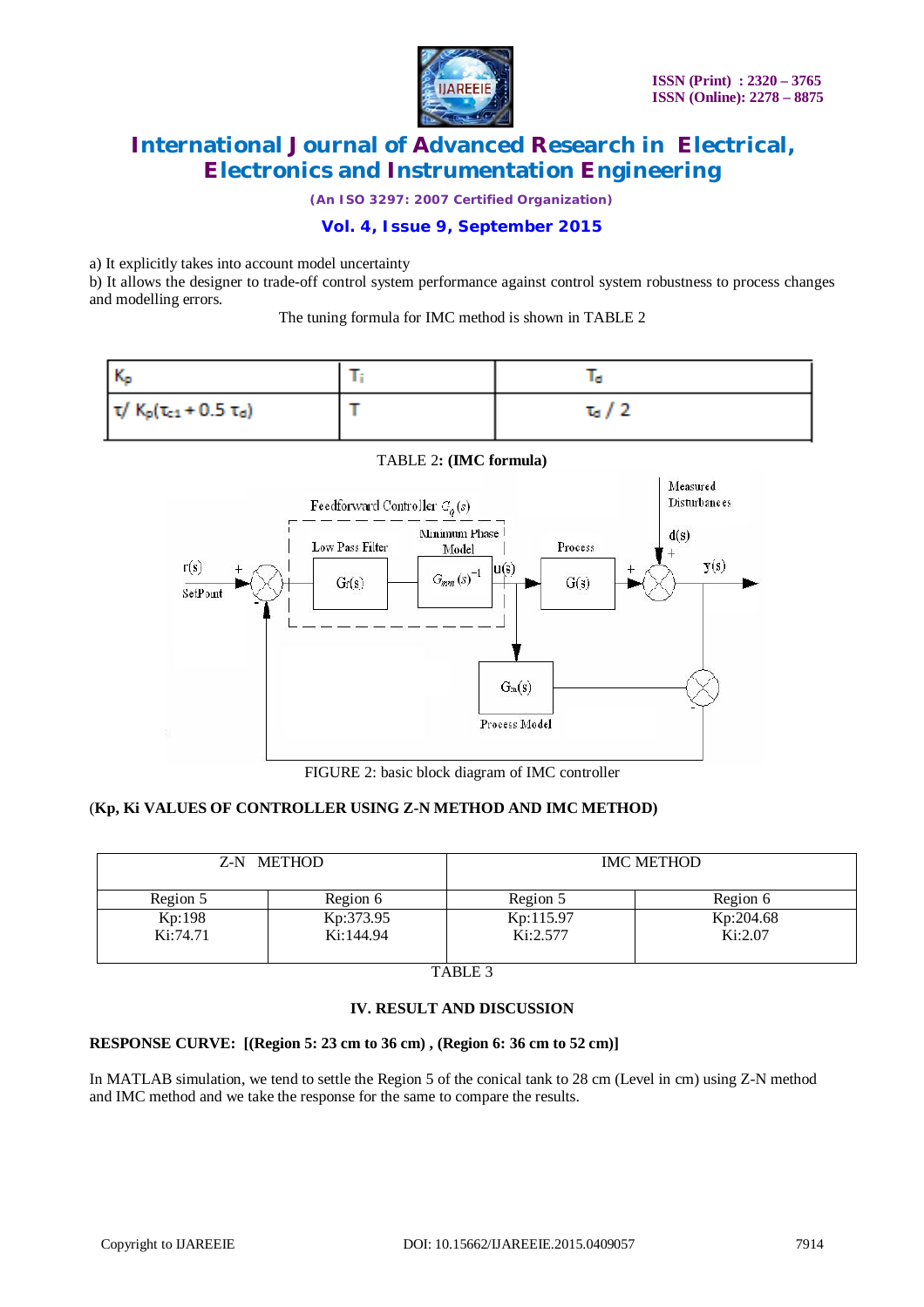a) It explicitly takes into account model uncertainty

b) It allows the designer to trade-off control system performance against control system robustness to process changes and modelling errors.

The tuning formula for IMC method is shown in TABLE 2

| $K_p$ | $T_i$ | $T_d$ |
|---|---|---|
| $\tau / K_p(\tau_{c1} + 0.5\,\tau_d)$ | T | $\tau_d / 2$ |

TABLE 2: **(IMC formula)**

FIGURE 2: basic block diagram of IMC controller

(**Kp, Ki VALUES OF CONTROLLER USING Z-N METHOD AND IMC METHOD)**

| Z-N METHOD | | IMC METHOD | |
|---|---|---|---|
| Region 5 | Region 6 | Region 5 | Region 6 |
| Kp:198<br>Ki:74.71 | Kp:373.95<br>Ki:144.94 | Kp:115.97<br>Ki:2.577 | Kp:204.68<br>Ki:2.07 |

TABLE 3

## IV. RESULT AND DISCUSSION

**RESPONSE CURVE: [(Region 5: 23 cm to 36 cm) , (Region 6: 36 cm to 52 cm)]**

In MATLAB simulation, we tend to settle the Region 5 of the conical tank to 28 cm (Level in cm) using Z-N method and IMC method and we take the response for the same to compare the results.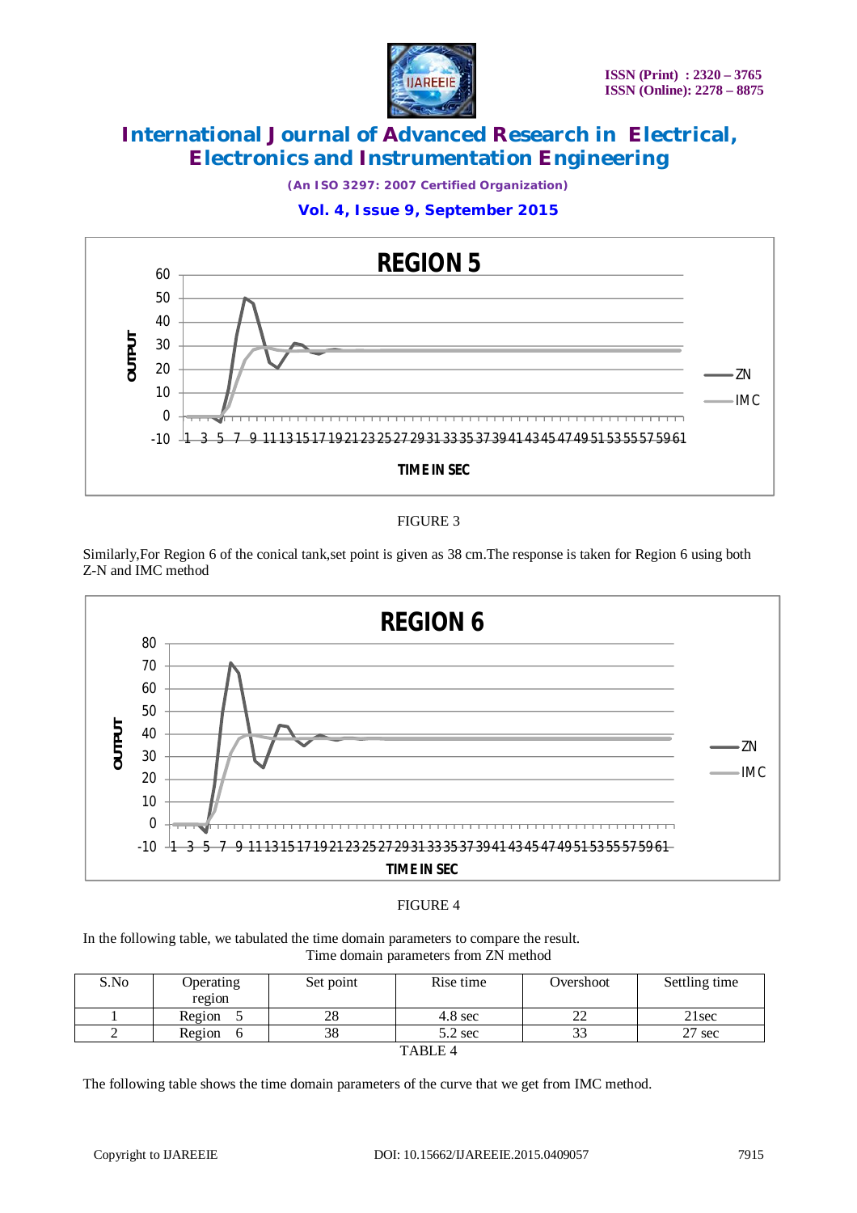FIGURE 3

Similarly,For Region 6 of the conical tank,set point is given as 38 cm.The response is taken for Region 6 using both Z-N and IMC method

FIGURE 4

In the following table, we tabulated the time domain parameters to compare the result.

Time domain parameters from ZN method

| S.No | Operating region | Set point | Rise time | Overshoot | Settling time |
|---|---|---|---|---|---|
| 1 | Region 5 | 28 | 4.8 sec | 22 | 21sec |
| 2 | Region 6 | 38 | 5.2 sec | 33 | 27 sec |

TABLE 4

The following table shows the time domain parameters of the curve that we get from IMC method.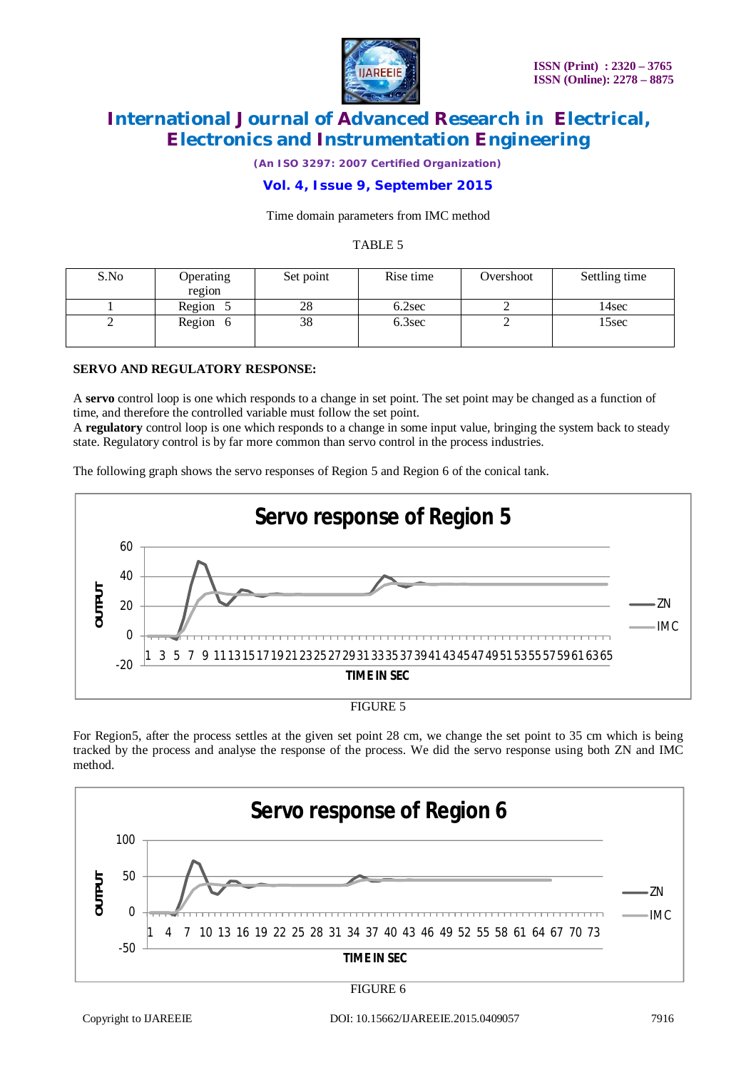Time domain parameters from IMC method

TABLE 5

| S.No | Operating region | Set point | Rise time | Overshoot | Settling time |
|---|---|---|---|---|---|
| 1 | Region 5 | 28 | 6.2sec | 2 | 14sec |
| 2 | Region 6 | 38 | 6.3sec | 2 | 15sec |

**SERVO AND REGULATORY RESPONSE:**

A **servo** control loop is one which responds to a change in set point. The set point may be changed as a function of time, and therefore the controlled variable must follow the set point.
A **regulatory** control loop is one which responds to a change in some input value, bringing the system back to steady state. Regulatory control is by far more common than servo control in the process industries.

The following graph shows the servo responses of Region 5 and Region 6 of the conical tank.

FIGURE 5

For Region5, after the process settles at the given set point 28 cm, we change the set point to 35 cm which is being tracked by the process and analyse the response of the process. We did the servo response using both ZN and IMC method.

FIGURE 6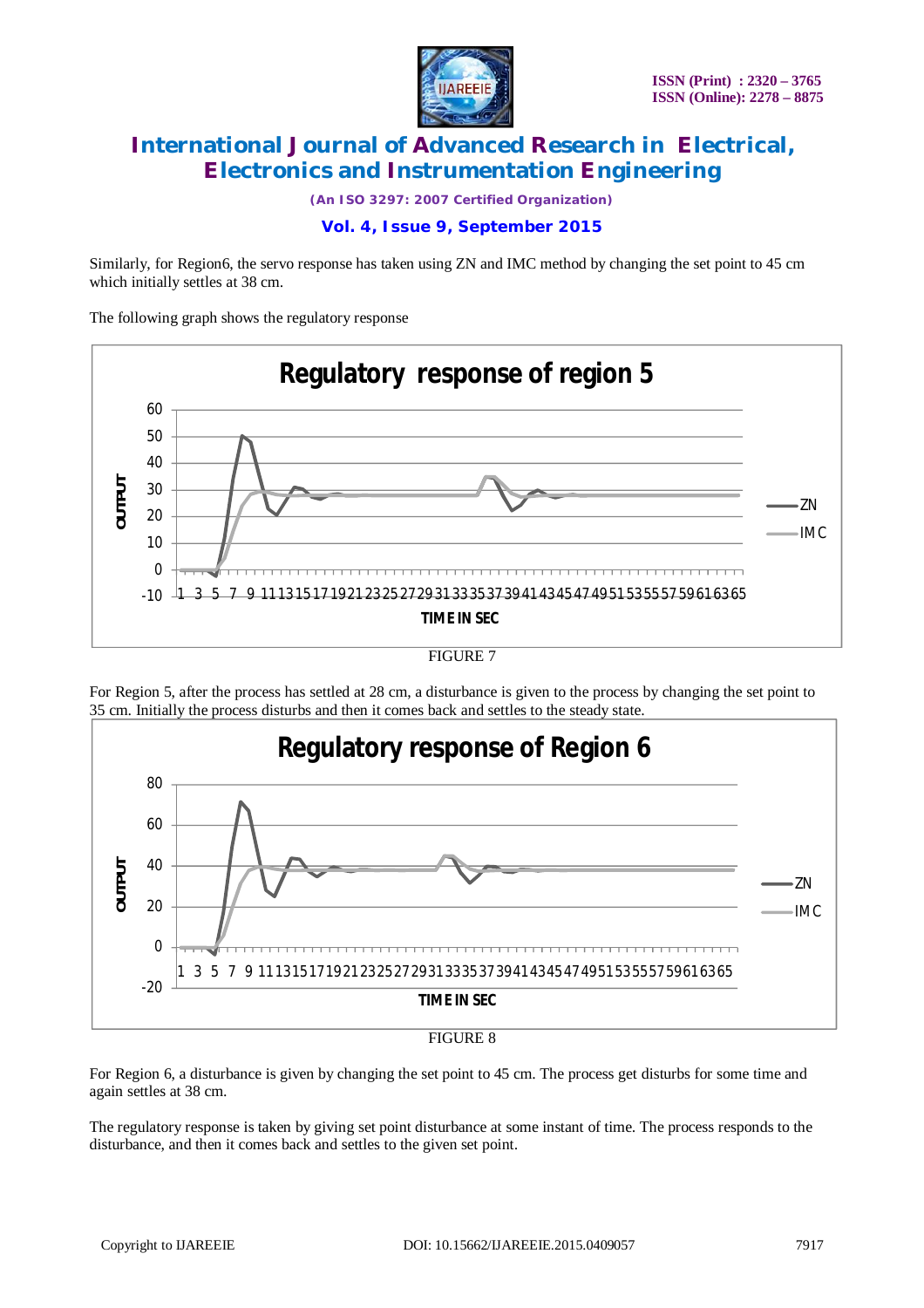Similarly, for Region6, the servo response has taken using ZN and IMC method by changing the set point to 45 cm which initially settles at 38 cm.

The following graph shows the regulatory response

FIGURE 7

For Region 5, after the process has settled at 28 cm, a disturbance is given to the process by changing the set point to 35 cm. Initially the process disturbs and then it comes back and settles to the steady state.

FIGURE 8

For Region 6, a disturbance is given by changing the set point to 45 cm. The process get disturbs for some time and again settles at 38 cm.

The regulatory response is taken by giving set point disturbance at some instant of time. The process responds to the disturbance, and then it comes back and settles to the given set point.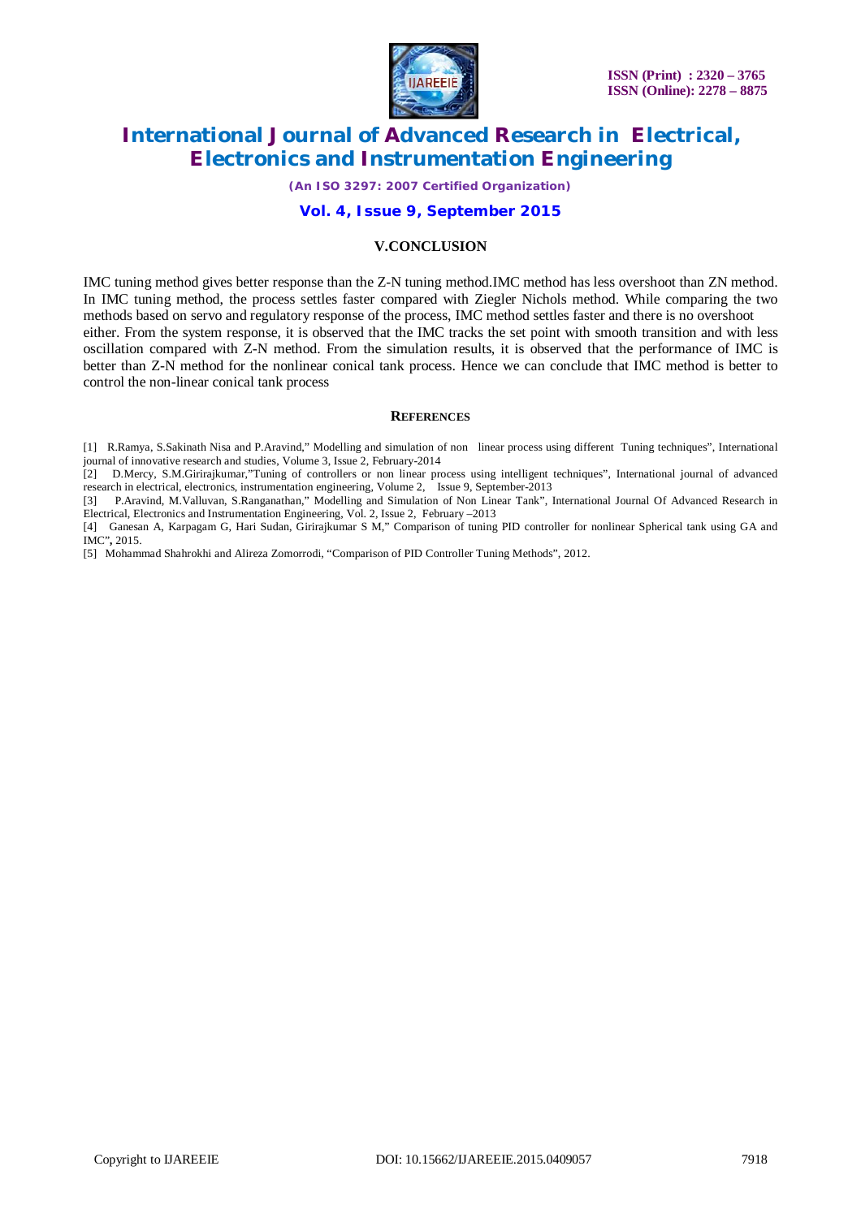## V.CONCLUSION

IMC tuning method gives better response than the Z-N tuning method.IMC method has less overshoot than ZN method. In IMC tuning method, the process settles faster compared with Ziegler Nichols method. While comparing the two methods based on servo and regulatory response of the process, IMC method settles faster and there is no overshoot either. From the system response, it is observed that the IMC tracks the set point with smooth transition and with less oscillation compared with Z-N method. From the simulation results, it is observed that the performance of IMC is better than Z-N method for the nonlinear conical tank process. Hence we can conclude that IMC method is better to control the non-linear conical tank process

## REFERENCES

[1] R.Ramya, S.Sakinath Nisa and P.Aravind," Modelling and simulation of non linear process using different Tuning techniques", International journal of innovative research and studies, Volume 3, Issue 2, February-2014

[2] D.Mercy, S.M.Girirajkumar,"Tuning of controllers or non linear process using intelligent techniques", International journal of advanced research in electrical, electronics, instrumentation engineering, Volume 2, Issue 9, September-2013

[3] P.Aravind, M.Valluvan, S.Ranganathan," Modelling and Simulation of Non Linear Tank", International Journal Of Advanced Research in Electrical, Electronics and Instrumentation Engineering, Vol. 2, Issue 2, February –2013

[4] Ganesan A, Karpagam G, Hari Sudan, Girirajkumar S M," Comparison of tuning PID controller for nonlinear Spherical tank using GA and IMC", 2015.

[5] Mohammad Shahrokhi and Alireza Zomorrodi, "Comparison of PID Controller Tuning Methods", 2012.